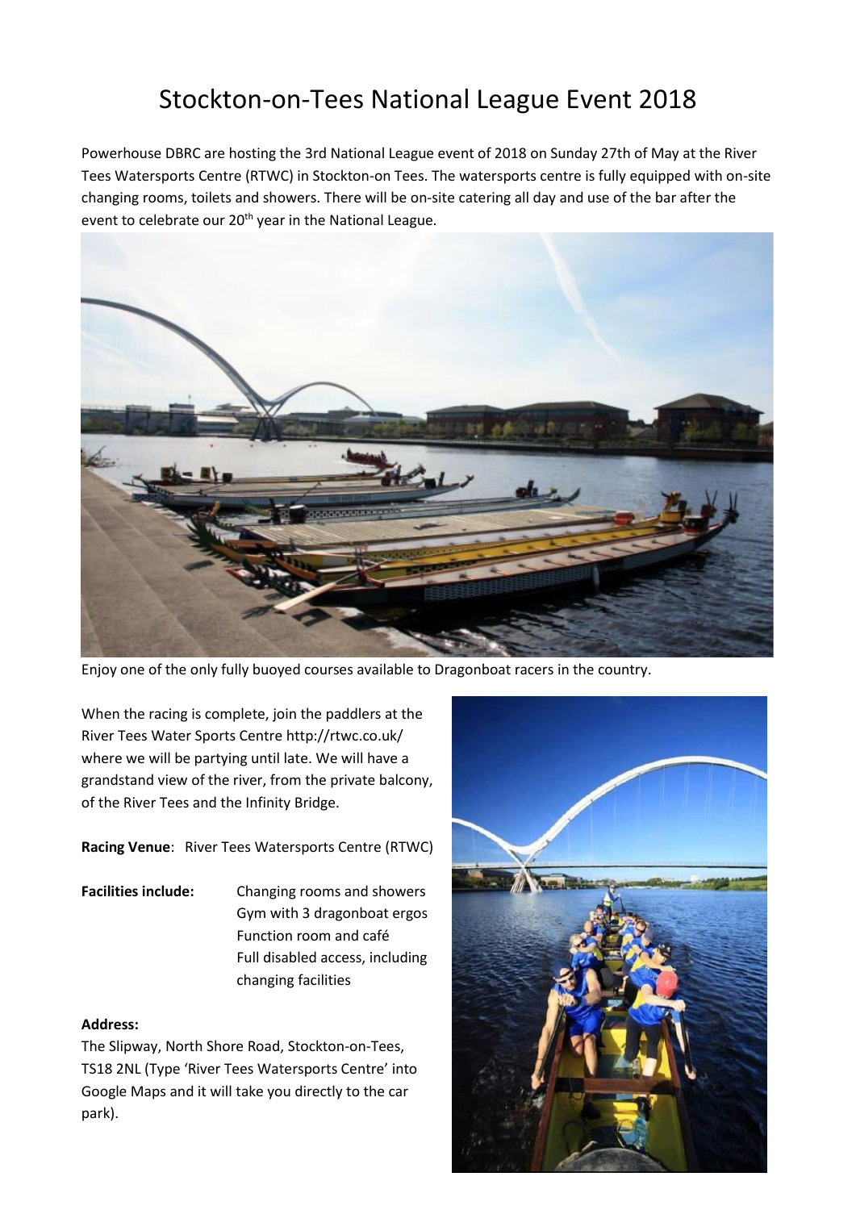# Stockton-on-Tees National League Event 2018

Powerhouse DBRC are hosting the 3rd National League event of 2018 on Sunday 27th of May at the River Tees Watersports Centre (RTWC) in Stockton-on Tees. The watersports centre is fully equipped with on-site changing rooms, toilets and showers. There will be on-site catering all day and use of the bar after the event to celebrate our 20th year in the National League.

Enjoy one of the only fully buoyed courses available to Dragonboat racers in the country.

When the racing is complete, join the paddlers at the River Tees Water Sports Centre http://rtwc.co.uk/ where we will be partying until late. We will have a grandstand view of the river, from the private balcony, of the River Tees and the Infinity Bridge.

**Racing Venue**: River Tees Watersports Centre (RTWC)

**Facilities include:**

- Changing rooms and showers
- Gym with 3 dragonboat ergos
- Function room and café
- Full disabled access, including changing facilities

**Address:**

The Slipway, North Shore Road, Stockton-on-Tees, TS18 2NL (Type 'River Tees Watersports Centre' into Google Maps and it will take you directly to the car park).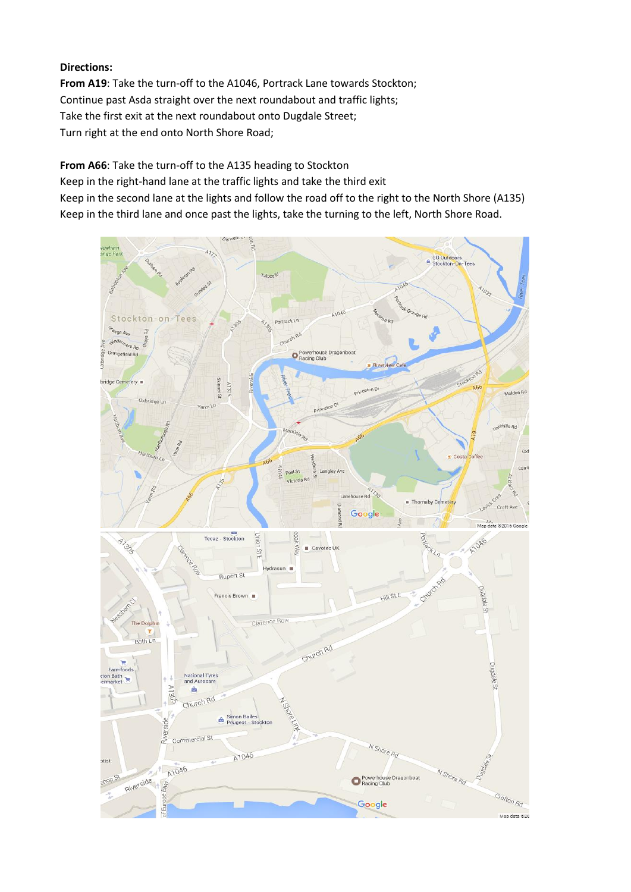**Directions:**

**From A19**: Take the turn-off to the A1046, Portrack Lane towards Stockton;
Continue past Asda straight over the next roundabout and traffic lights;
Take the first exit at the next roundabout onto Dugdale Street;
Turn right at the end onto North Shore Road;

**From A66**: Take the turn-off to the A135 heading to Stockton
Keep in the right-hand lane at the traffic lights and take the third exit
Keep in the second lane at the lights and follow the road off to the right to the North Shore (A135)
Keep in the third lane and once past the lights, take the turning to the left, North Shore Road.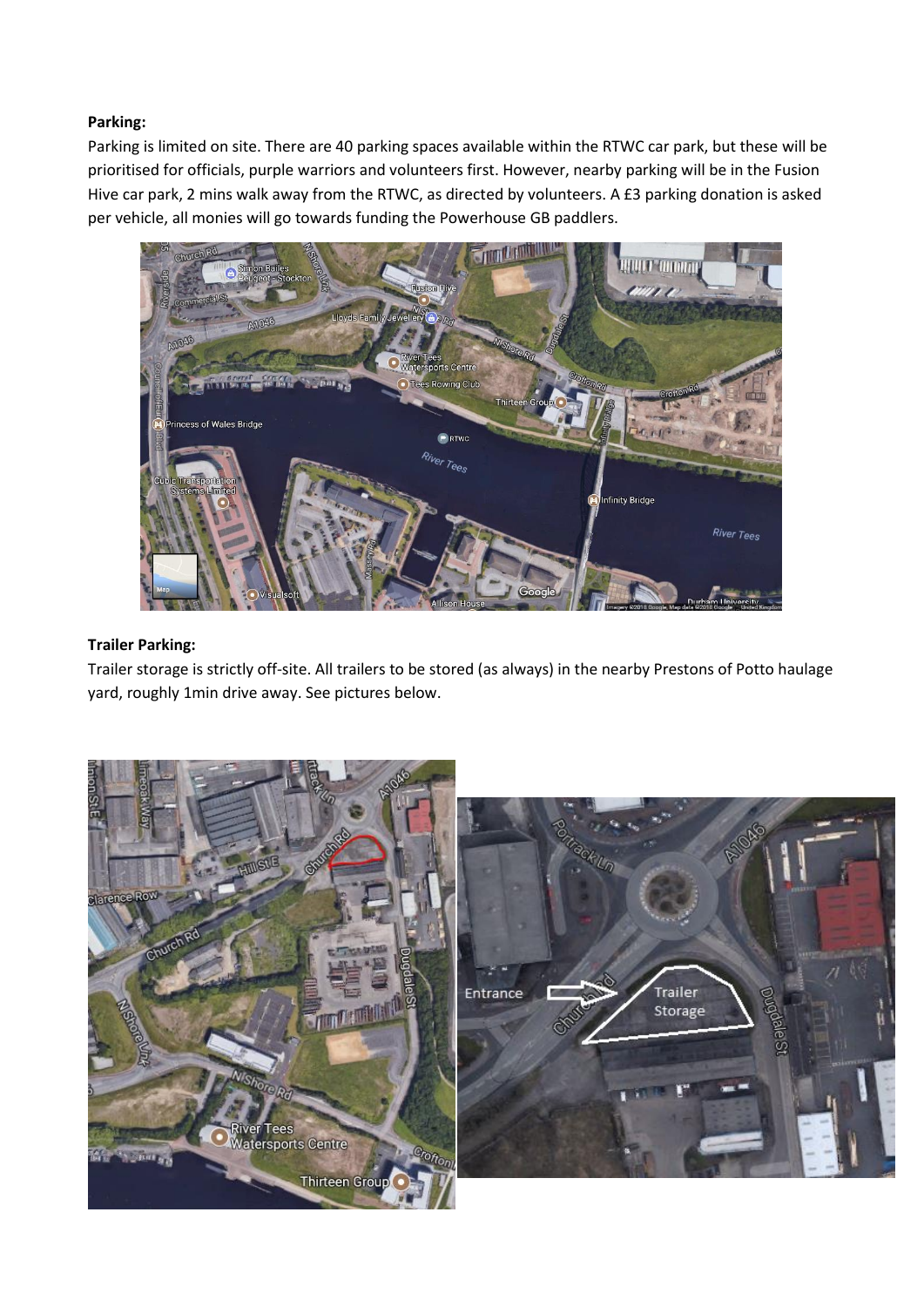**Parking:**

Parking is limited on site. There are 40 parking spaces available within the RTWC car park, but these will be prioritised for officials, purple warriors and volunteers first. However, nearby parking will be in the Fusion Hive car park, 2 mins walk away from the RTWC, as directed by volunteers. A £3 parking donation is asked per vehicle, all monies will go towards funding the Powerhouse GB paddlers.

**Trailer Parking:**

Trailer storage is strictly off-site. All trailers to be stored (as always) in the nearby Prestons of Potto haulage yard, roughly 1min drive away. See pictures below.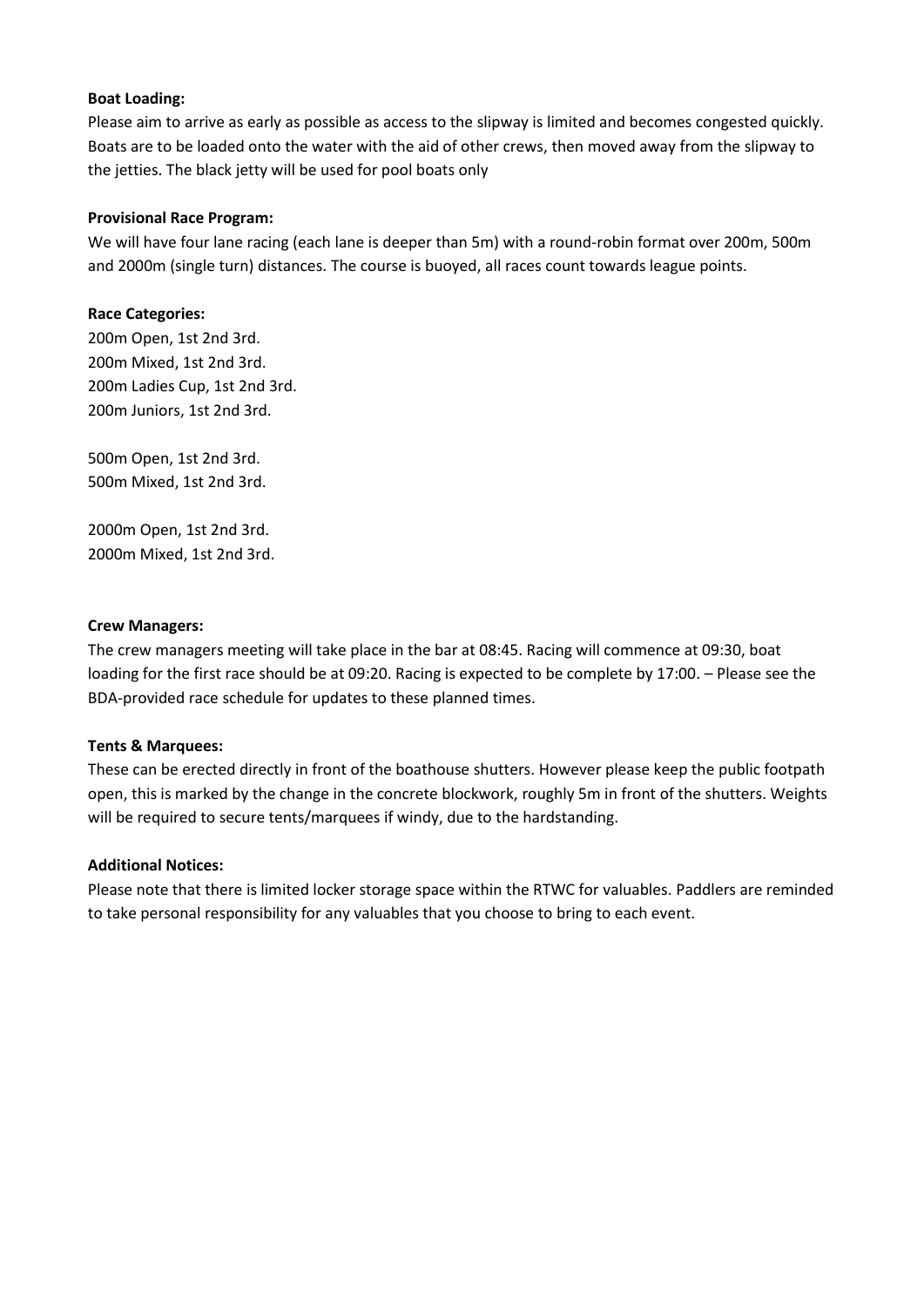**Boat Loading:**
Please aim to arrive as early as possible as access to the slipway is limited and becomes congested quickly. Boats are to be loaded onto the water with the aid of other crews, then moved away from the slipway to the jetties. The black jetty will be used for pool boats only

**Provisional Race Program:**
We will have four lane racing (each lane is deeper than 5m) with a round-robin format over 200m, 500m and 2000m (single turn) distances. The course is buoyed, all races count towards league points.

**Race Categories:**
200m Open, 1st 2nd 3rd.
200m Mixed, 1st 2nd 3rd.
200m Ladies Cup, 1st 2nd 3rd.
200m Juniors, 1st 2nd 3rd.

500m Open, 1st 2nd 3rd.
500m Mixed, 1st 2nd 3rd.

2000m Open, 1st 2nd 3rd.
2000m Mixed, 1st 2nd 3rd.

**Crew Managers:**
The crew managers meeting will take place in the bar at 08:45. Racing will commence at 09:30, boat loading for the first race should be at 09:20. Racing is expected to be complete by 17:00. – Please see the BDA-provided race schedule for updates to these planned times.

**Tents & Marquees:**
These can be erected directly in front of the boathouse shutters. However please keep the public footpath open, this is marked by the change in the concrete blockwork, roughly 5m in front of the shutters. Weights will be required to secure tents/marquees if windy, due to the hardstanding.

**Additional Notices:**
Please note that there is limited locker storage space within the RTWC for valuables. Paddlers are reminded to take personal responsibility for any valuables that you choose to bring to each event.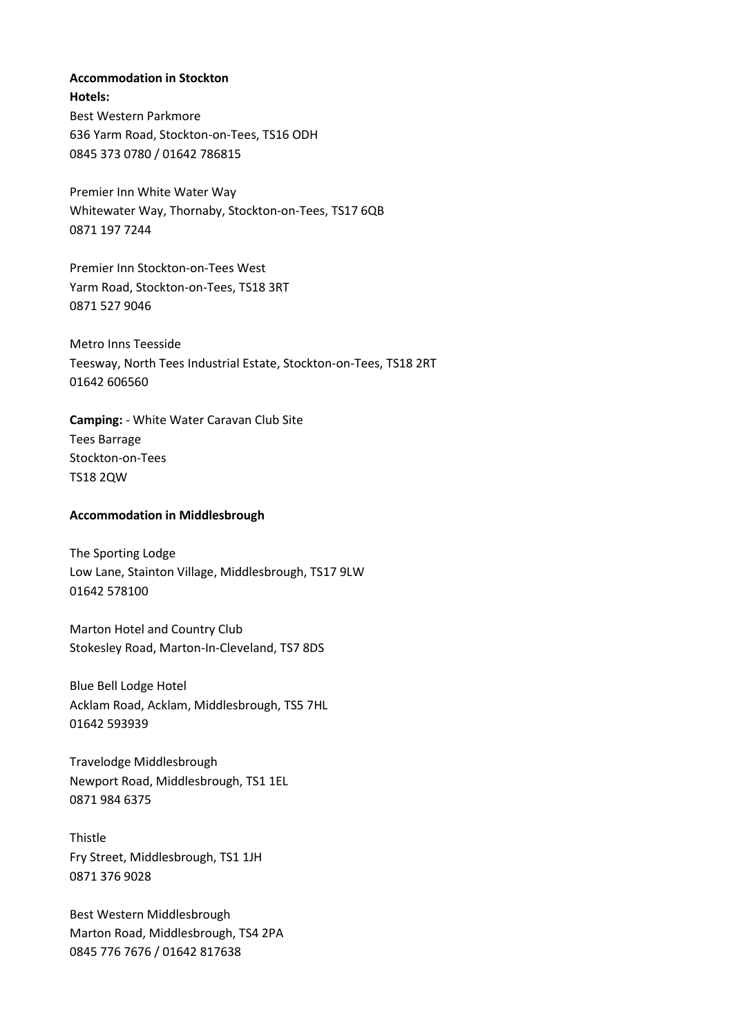**Accommodation in Stockton**

**Hotels:**

Best Western Parkmore
636 Yarm Road, Stockton-on-Tees, TS16 ODH
0845 373 0780 / 01642 786815

Premier Inn White Water Way
Whitewater Way, Thornaby, Stockton-on-Tees, TS17 6QB
0871 197 7244

Premier Inn Stockton-on-Tees West
Yarm Road, Stockton-on-Tees, TS18 3RT
0871 527 9046

Metro Inns Teesside
Teesway, North Tees Industrial Estate, Stockton-on-Tees, TS18 2RT
01642 606560

**Camping:** - White Water Caravan Club Site
Tees Barrage
Stockton-on-Tees
TS18 2QW

**Accommodation in Middlesbrough**

The Sporting Lodge
Low Lane, Stainton Village, Middlesbrough, TS17 9LW
01642 578100

Marton Hotel and Country Club
Stokesley Road, Marton-In-Cleveland, TS7 8DS

Blue Bell Lodge Hotel
Acklam Road, Acklam, Middlesbrough, TS5 7HL
01642 593939

Travelodge Middlesbrough
Newport Road, Middlesbrough, TS1 1EL
0871 984 6375

Thistle
Fry Street, Middlesbrough, TS1 1JH
0871 376 9028

Best Western Middlesbrough
Marton Road, Middlesbrough, TS4 2PA
0845 776 7676 / 01642 817638